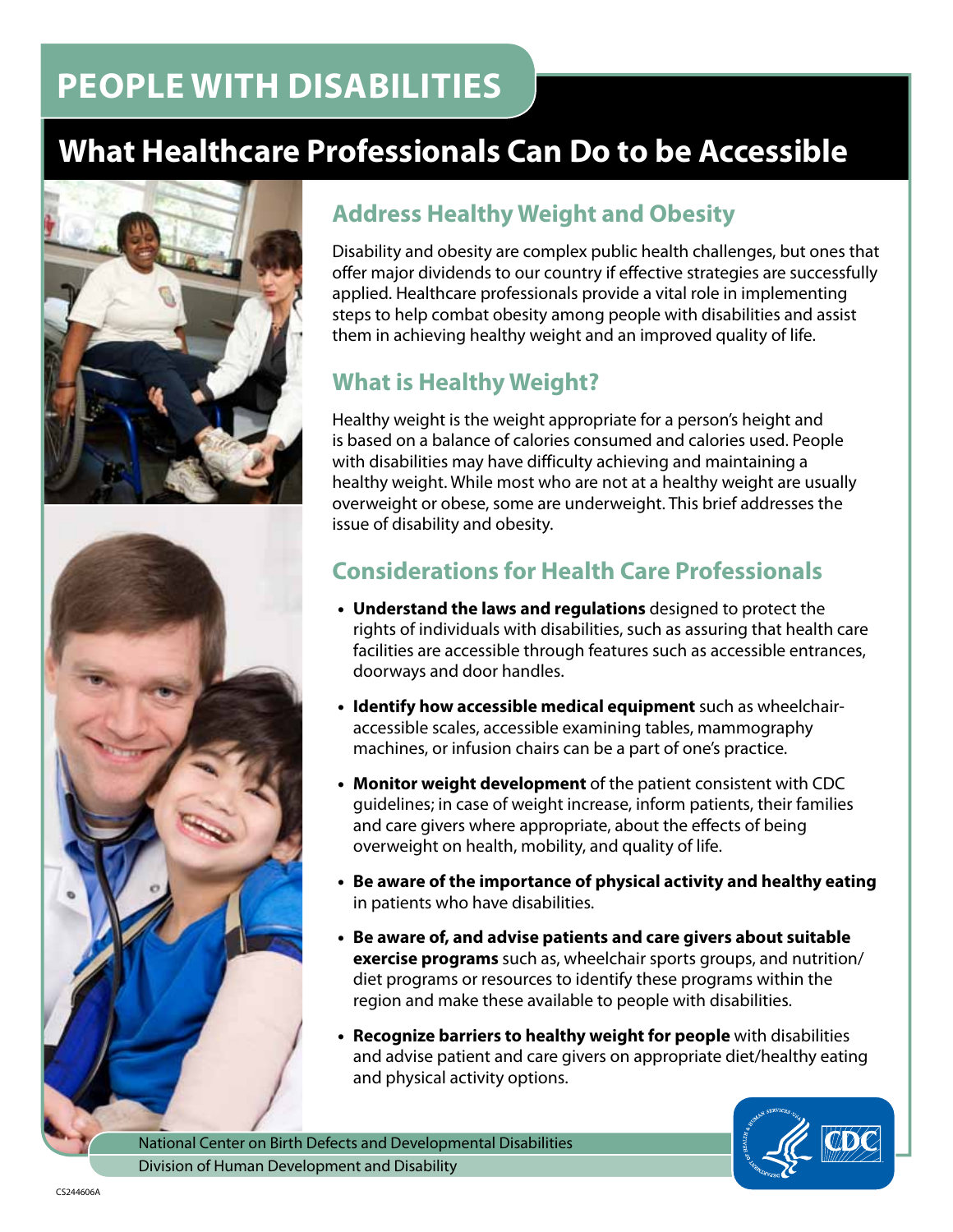# PEOPLE WITH DISABILITIES

## What Healthcare Professionals Can Do to be Accessible

### Address Healthy Weight and Obesity

Disability and obesity are complex public health challenges, but ones that offer major dividends to our country if effective strategies are successfully applied. Healthcare professionals provide a vital role in implementing steps to help combat obesity among people with disabilities and assist them in achieving healthy weight and an improved quality of life.

### What is Healthy Weight?

Healthy weight is the weight appropriate for a person's height and is based on a balance of calories consumed and calories used. People with disabilities may have difficulty achieving and maintaining a healthy weight. While most who are not at a healthy weight are usually overweight or obese, some are underweight. This brief addresses the issue of disability and obesity.

### Considerations for Health Care Professionals

- **Understand the laws and regulations** designed to protect the rights of individuals with disabilities, such as assuring that health care facilities are accessible through features such as accessible entrances, doorways and door handles.
- **Identify how accessible medical equipment** such as wheelchair-accessible scales, accessible examining tables, mammography machines, or infusion chairs can be a part of one's practice.
- **Monitor weight development** of the patient consistent with CDC guidelines; in case of weight increase, inform patients, their families and care givers where appropriate, about the effects of being overweight on health, mobility, and quality of life.
- **Be aware of the importance of physical activity and healthy eating** in patients who have disabilities.
- **Be aware of, and advise patients and care givers about suitable exercise programs** such as, wheelchair sports groups, and nutrition/diet programs or resources to identify these programs within the region and make these available to people with disabilities.
- **Recognize barriers to healthy weight for people** with disabilities and advise patient and care givers on appropriate diet/healthy eating and physical activity options.

National Center on Birth Defects and Developmental Disabilities
Division of Human Development and Disability

CS244606A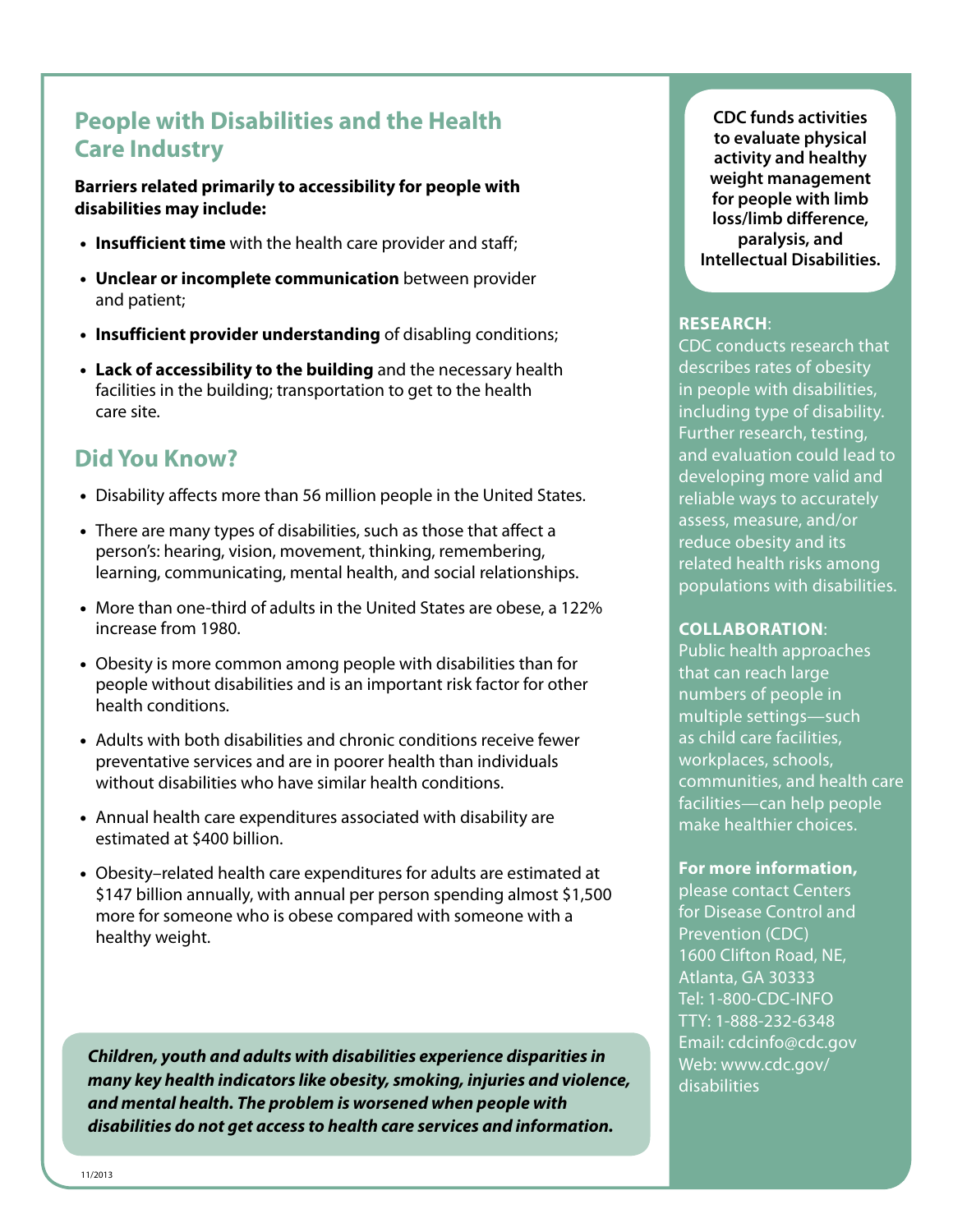## People with Disabilities and the Health Care Industry

**Barriers related primarily to accessibility for people with disabilities may include:**

- **Insufficient time** with the health care provider and staff;
- **Unclear or incomplete communication** between provider and patient;
- **Insufficient provider understanding** of disabling conditions;
- **Lack of accessibility to the building** and the necessary health facilities in the building; transportation to get to the health care site.

## Did You Know?

- Disability affects more than 56 million people in the United States.
- There are many types of disabilities, such as those that affect a person's: hearing, vision, movement, thinking, remembering, learning, communicating, mental health, and social relationships.
- More than one-third of adults in the United States are obese, a 122% increase from 1980.
- Obesity is more common among people with disabilities than for people without disabilities and is an important risk factor for other health conditions.
- Adults with both disabilities and chronic conditions receive fewer preventative services and are in poorer health than individuals without disabilities who have similar health conditions.
- Annual health care expenditures associated with disability are estimated at $400 billion.
- Obesity–related health care expenditures for adults are estimated at $147 billion annually, with annual per person spending almost $1,500 more for someone who is obese compared with someone with a healthy weight.

***Children, youth and adults with disabilities experience disparities in many key health indicators like obesity, smoking, injuries and violence, and mental health. The problem is worsened when people with disabilities do not get access to health care services and information.***

11/2013

**CDC funds activities to evaluate physical activity and healthy weight management for people with limb loss/limb difference, paralysis, and Intellectual Disabilities.**

**RESEARCH**:
CDC conducts research that describes rates of obesity in people with disabilities, including type of disability. Further research, testing, and evaluation could lead to developing more valid and reliable ways to accurately assess, measure, and/or reduce obesity and its related health risks among populations with disabilities.

**COLLABORATION**:
Public health approaches that can reach large numbers of people in multiple settings—such as child care facilities, workplaces, schools, communities, and health care facilities—can help people make healthier choices.

**For more information,** please contact Centers for Disease Control and Prevention (CDC)
1600 Clifton Road, NE,
Atlanta, GA 30333
Tel: 1-800-CDC-INFO
TTY: 1-888-232-6348
Email: cdcinfo@cdc.gov
Web: www.cdc.gov/disabilities